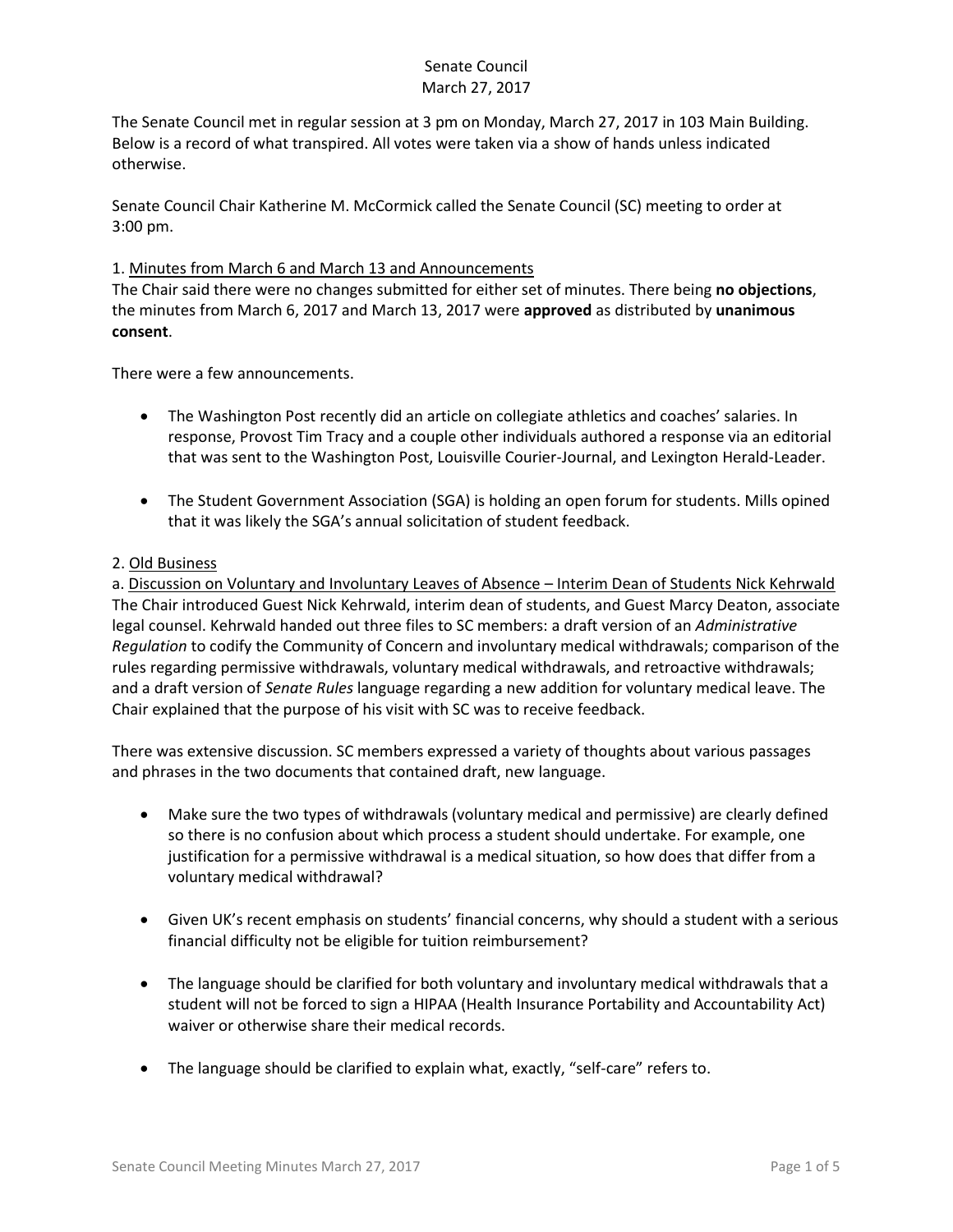# Senate Council
## March 27, 2017

The Senate Council met in regular session at 3 pm on Monday, March 27, 2017 in 103 Main Building. Below is a record of what transpired. All votes were taken via a show of hands unless indicated otherwise.

Senate Council Chair Katherine M. McCormick called the Senate Council (SC) meeting to order at 3:00 pm.

1. <u>Minutes from March 6 and March 13 and Announcements</u>

The Chair said there were no changes submitted for either set of minutes. There being **no objections**, the minutes from March 6, 2017 and March 13, 2017 were **approved** as distributed by **unanimous consent**.

There were a few announcements.

- The Washington Post recently did an article on collegiate athletics and coaches' salaries. In response, Provost Tim Tracy and a couple other individuals authored a response via an editorial that was sent to the Washington Post, Louisville Courier-Journal, and Lexington Herald-Leader.

- The Student Government Association (SGA) is holding an open forum for students. Mills opined that it was likely the SGA's annual solicitation of student feedback.

2. <u>Old Business</u>

a. <u>Discussion on Voluntary and Involuntary Leaves of Absence – Interim Dean of Students Nick Kehrwald</u>

The Chair introduced Guest Nick Kehrwald, interim dean of students, and Guest Marcy Deaton, associate legal counsel. Kehrwald handed out three files to SC members: a draft version of an *Administrative Regulation* to codify the Community of Concern and involuntary medical withdrawals; comparison of the rules regarding permissive withdrawals, voluntary medical withdrawals, and retroactive withdrawals; and a draft version of *Senate Rules* language regarding a new addition for voluntary medical leave. The Chair explained that the purpose of his visit with SC was to receive feedback.

There was extensive discussion. SC members expressed a variety of thoughts about various passages and phrases in the two documents that contained draft, new language.

- Make sure the two types of withdrawals (voluntary medical and permissive) are clearly defined so there is no confusion about which process a student should undertake. For example, one justification for a permissive withdrawal is a medical situation, so how does that differ from a voluntary medical withdrawal?

- Given UK's recent emphasis on students' financial concerns, why should a student with a serious financial difficulty not be eligible for tuition reimbursement?

- The language should be clarified for both voluntary and involuntary medical withdrawals that a student will not be forced to sign a HIPAA (Health Insurance Portability and Accountability Act) waiver or otherwise share their medical records.

- The language should be clarified to explain what, exactly, "self-care" refers to.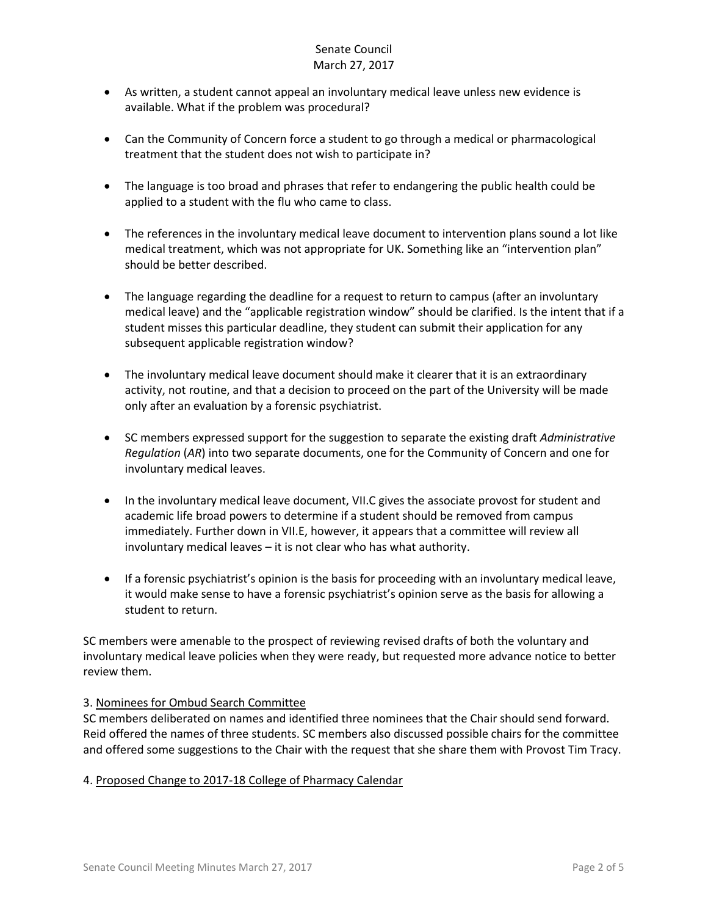- As written, a student cannot appeal an involuntary medical leave unless new evidence is available. What if the problem was procedural?

- Can the Community of Concern force a student to go through a medical or pharmacological treatment that the student does not wish to participate in?

- The language is too broad and phrases that refer to endangering the public health could be applied to a student with the flu who came to class.

- The references in the involuntary medical leave document to intervention plans sound a lot like medical treatment, which was not appropriate for UK. Something like an "intervention plan" should be better described.

- The language regarding the deadline for a request to return to campus (after an involuntary medical leave) and the "applicable registration window" should be clarified. Is the intent that if a student misses this particular deadline, they student can submit their application for any subsequent applicable registration window?

- The involuntary medical leave document should make it clearer that it is an extraordinary activity, not routine, and that a decision to proceed on the part of the University will be made only after an evaluation by a forensic psychiatrist.

- SC members expressed support for the suggestion to separate the existing draft *Administrative Regulation* (*AR*) into two separate documents, one for the Community of Concern and one for involuntary medical leaves.

- In the involuntary medical leave document, VII.C gives the associate provost for student and academic life broad powers to determine if a student should be removed from campus immediately. Further down in VII.E, however, it appears that a committee will review all involuntary medical leaves – it is not clear who has what authority.

- If a forensic psychiatrist's opinion is the basis for proceeding with an involuntary medical leave, it would make sense to have a forensic psychiatrist's opinion serve as the basis for allowing a student to return.

SC members were amenable to the prospect of reviewing revised drafts of both the voluntary and involuntary medical leave policies when they were ready, but requested more advance notice to better review them.

3. Nominees for Ombud Search Committee

SC members deliberated on names and identified three nominees that the Chair should send forward. Reid offered the names of three students. SC members also discussed possible chairs for the committee and offered some suggestions to the Chair with the request that she share them with Provost Tim Tracy.

4. Proposed Change to 2017-18 College of Pharmacy Calendar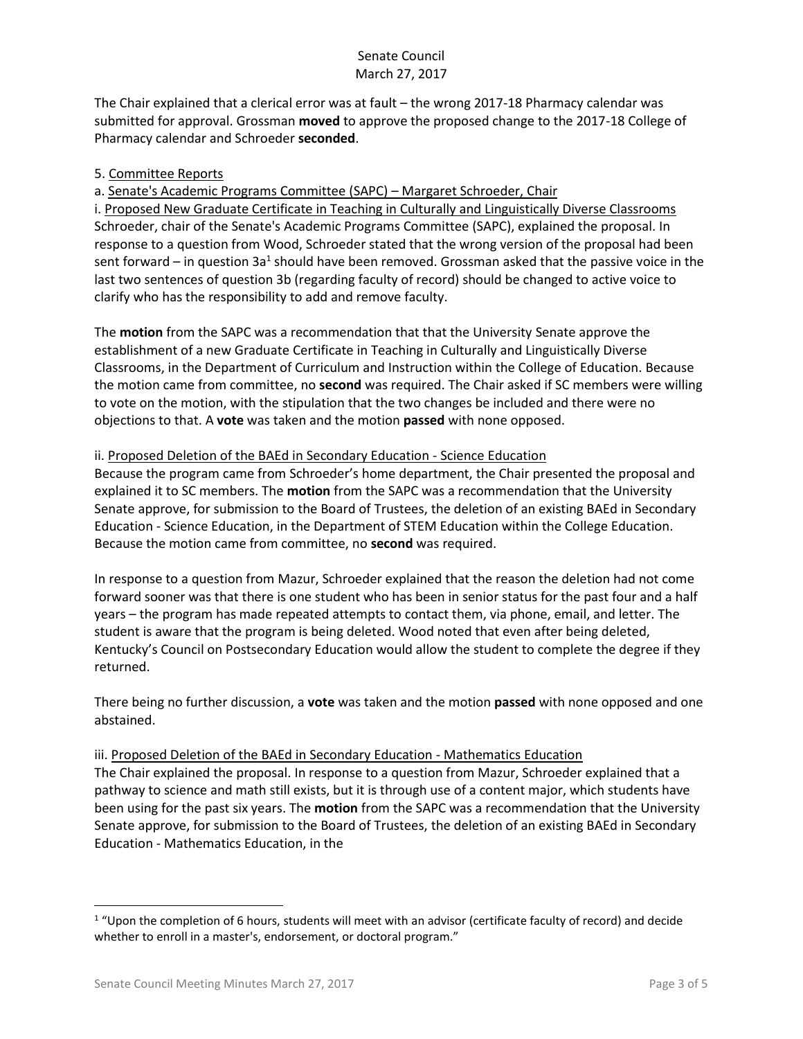The Chair explained that a clerical error was at fault – the wrong 2017-18 Pharmacy calendar was submitted for approval. Grossman **moved** to approve the proposed change to the 2017-18 College of Pharmacy calendar and Schroeder **seconded**.

5. Committee Reports

a. Senate's Academic Programs Committee (SAPC) – Margaret Schroeder, Chair

i. Proposed New Graduate Certificate in Teaching in Culturally and Linguistically Diverse Classrooms

Schroeder, chair of the Senate's Academic Programs Committee (SAPC), explained the proposal. In response to a question from Wood, Schroeder stated that the wrong version of the proposal had been sent forward – in question 3a[1] should have been removed. Grossman asked that the passive voice in the last two sentences of question 3b (regarding faculty of record) should be changed to active voice to clarify who has the responsibility to add and remove faculty.

The **motion** from the SAPC was a recommendation that that the University Senate approve the establishment of a new Graduate Certificate in Teaching in Culturally and Linguistically Diverse Classrooms, in the Department of Curriculum and Instruction within the College of Education. Because the motion came from committee, no **second** was required. The Chair asked if SC members were willing to vote on the motion, with the stipulation that the two changes be included and there were no objections to that. A **vote** was taken and the motion **passed** with none opposed.

ii. Proposed Deletion of the BAEd in Secondary Education - Science Education

Because the program came from Schroeder's home department, the Chair presented the proposal and explained it to SC members. The **motion** from the SAPC was a recommendation that the University Senate approve, for submission to the Board of Trustees, the deletion of an existing BAEd in Secondary Education - Science Education, in the Department of STEM Education within the College Education. Because the motion came from committee, no **second** was required.

In response to a question from Mazur, Schroeder explained that the reason the deletion had not come forward sooner was that there is one student who has been in senior status for the past four and a half years – the program has made repeated attempts to contact them, via phone, email, and letter. The student is aware that the program is being deleted. Wood noted that even after being deleted, Kentucky's Council on Postsecondary Education would allow the student to complete the degree if they returned.

There being no further discussion, a **vote** was taken and the motion **passed** with none opposed and one abstained.

iii. Proposed Deletion of the BAEd in Secondary Education - Mathematics Education

The Chair explained the proposal. In response to a question from Mazur, Schroeder explained that a pathway to science and math still exists, but it is through use of a content major, which students have been using for the past six years. The **motion** from the SAPC was a recommendation that the University Senate approve, for submission to the Board of Trustees, the deletion of an existing BAEd in Secondary Education - Mathematics Education, in the

---

[1] "Upon the completion of 6 hours, students will meet with an advisor (certificate faculty of record) and decide whether to enroll in a master's, endorsement, or doctoral program."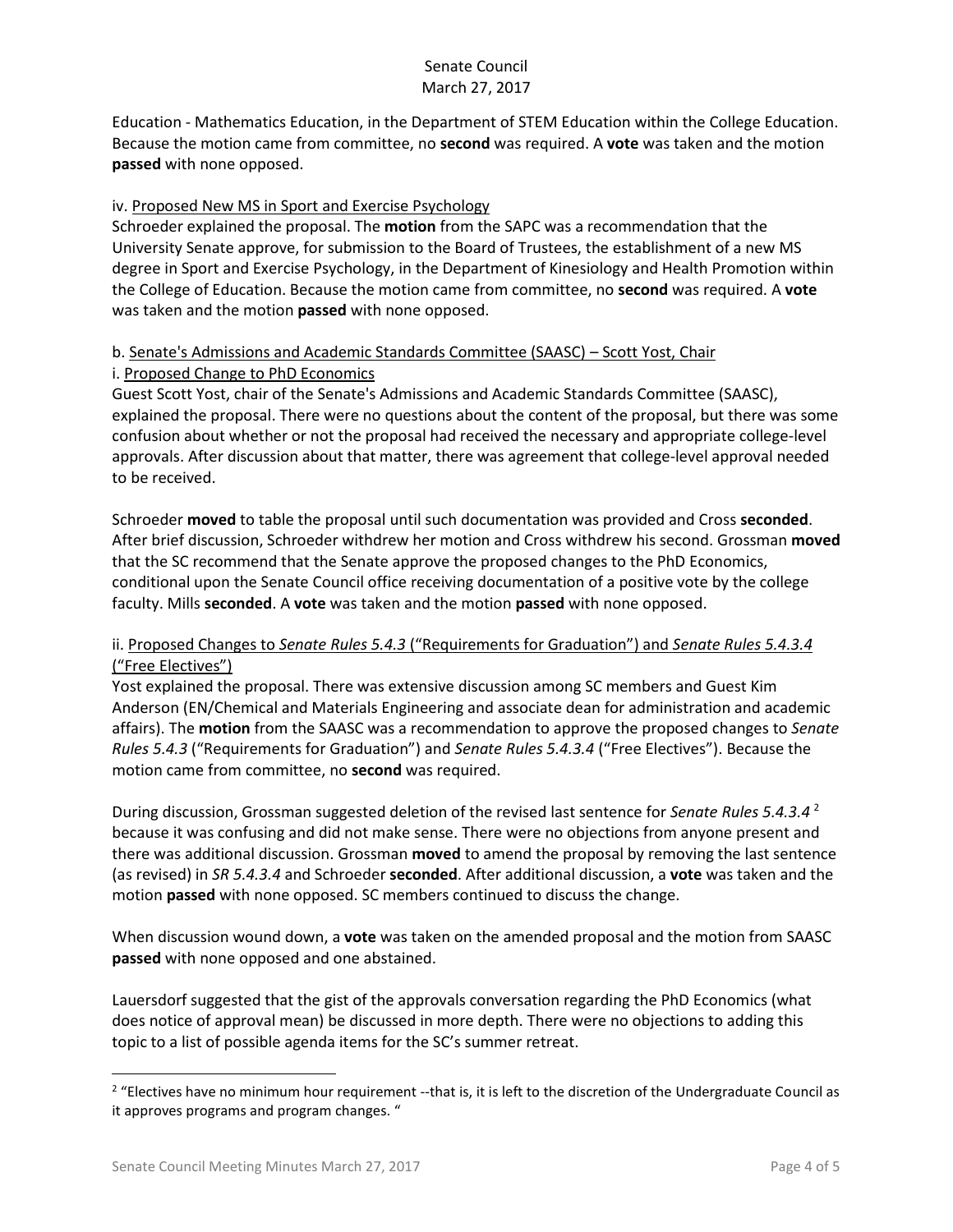Education - Mathematics Education, in the Department of STEM Education within the College Education. Because the motion came from committee, no **second** was required. A **vote** was taken and the motion **passed** with none opposed.

iv. Proposed New MS in Sport and Exercise Psychology

Schroeder explained the proposal. The **motion** from the SAPC was a recommendation that the University Senate approve, for submission to the Board of Trustees, the establishment of a new MS degree in Sport and Exercise Psychology, in the Department of Kinesiology and Health Promotion within the College of Education. Because the motion came from committee, no **second** was required. A **vote** was taken and the motion **passed** with none opposed.

b. Senate's Admissions and Academic Standards Committee (SAASC) – Scott Yost, Chair

i. Proposed Change to PhD Economics

Guest Scott Yost, chair of the Senate's Admissions and Academic Standards Committee (SAASC), explained the proposal. There were no questions about the content of the proposal, but there was some confusion about whether or not the proposal had received the necessary and appropriate college-level approvals. After discussion about that matter, there was agreement that college-level approval needed to be received.

Schroeder **moved** to table the proposal until such documentation was provided and Cross **seconded**. After brief discussion, Schroeder withdrew her motion and Cross withdrew his second. Grossman **moved** that the SC recommend that the Senate approve the proposed changes to the PhD Economics, conditional upon the Senate Council office receiving documentation of a positive vote by the college faculty. Mills **seconded**. A **vote** was taken and the motion **passed** with none opposed.

ii. Proposed Changes to *Senate Rules 5.4.3* ("Requirements for Graduation") and *Senate Rules 5.4.3.4* ("Free Electives")

Yost explained the proposal. There was extensive discussion among SC members and Guest Kim Anderson (EN/Chemical and Materials Engineering and associate dean for administration and academic affairs). The **motion** from the SAASC was a recommendation to approve the proposed changes to *Senate Rules 5.4.3* ("Requirements for Graduation") and *Senate Rules 5.4.3.4* ("Free Electives"). Because the motion came from committee, no **second** was required.

During discussion, Grossman suggested deletion of the revised last sentence for *Senate Rules 5.4.3.4* [2] because it was confusing and did not make sense. There were no objections from anyone present and there was additional discussion. Grossman **moved** to amend the proposal by removing the last sentence (as revised) in *SR 5.4.3.4* and Schroeder **seconded**. After additional discussion, a **vote** was taken and the motion **passed** with none opposed. SC members continued to discuss the change.

When discussion wound down, a **vote** was taken on the amended proposal and the motion from SAASC **passed** with none opposed and one abstained.

Lauersdorf suggested that the gist of the approvals conversation regarding the PhD Economics (what does notice of approval mean) be discussed in more depth. There were no objections to adding this topic to a list of possible agenda items for the SC's summer retreat.

---

[2] "Electives have no minimum hour requirement --that is, it is left to the discretion of the Undergraduate Council as it approves programs and program changes. "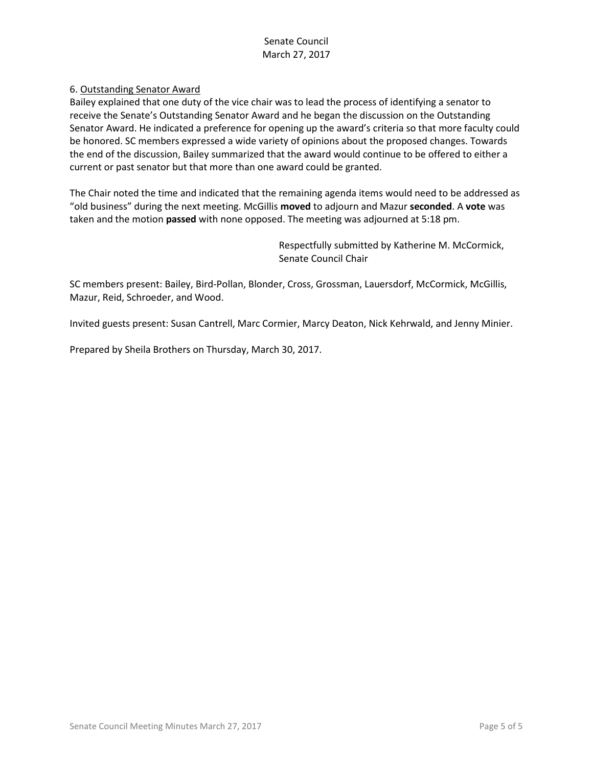6. <u>Outstanding Senator Award</u>

Bailey explained that one duty of the vice chair was to lead the process of identifying a senator to receive the Senate's Outstanding Senator Award and he began the discussion on the Outstanding Senator Award. He indicated a preference for opening up the award's criteria so that more faculty could be honored. SC members expressed a wide variety of opinions about the proposed changes. Towards the end of the discussion, Bailey summarized that the award would continue to be offered to either a current or past senator but that more than one award could be granted.

The Chair noted the time and indicated that the remaining agenda items would need to be addressed as "old business" during the next meeting. McGillis **moved** to adjourn and Mazur **seconded**. A **vote** was taken and the motion **passed** with none opposed. The meeting was adjourned at 5:18 pm.

Respectfully submitted by Katherine M. McCormick,
Senate Council Chair

SC members present: Bailey, Bird-Pollan, Blonder, Cross, Grossman, Lauersdorf, McCormick, McGillis, Mazur, Reid, Schroeder, and Wood.

Invited guests present: Susan Cantrell, Marc Cormier, Marcy Deaton, Nick Kehrwald, and Jenny Minier.

Prepared by Sheila Brothers on Thursday, March 30, 2017.